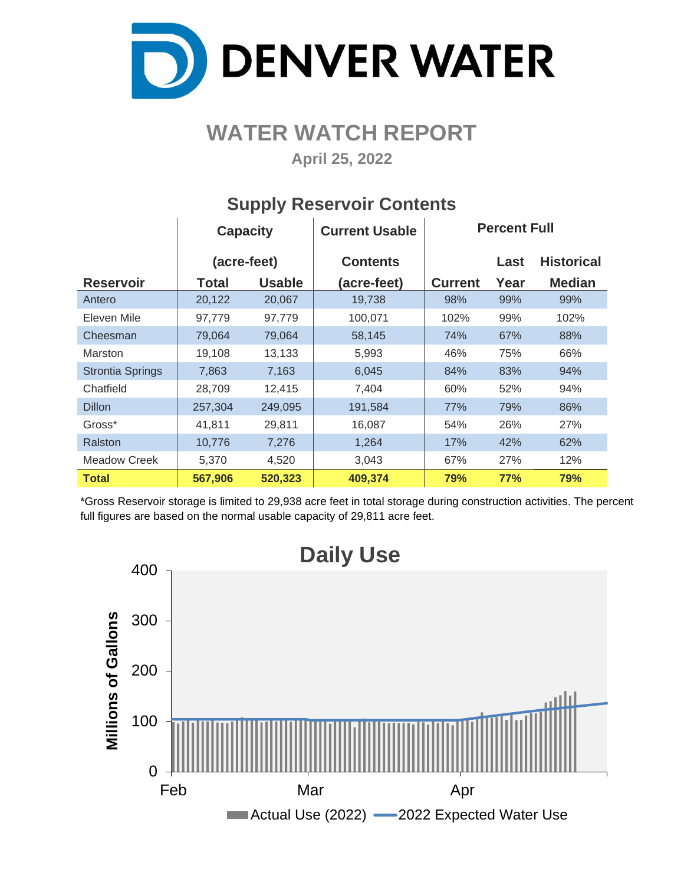# DENVER WATER

## WATER WATCH REPORT

**April 25, 2022**

### Supply Reservoir Contents

| Reservoir | Capacity (acre-feet) Total | Usable | Current Usable Contents (acre-feet) | Percent Full Current | Last Year | Historical Median |
|---|---|---|---|---|---|---|
| Antero | 20,122 | 20,067 | 19,738 | 98% | 99% | 99% |
| Eleven Mile | 97,779 | 97,779 | 100,071 | 102% | 99% | 102% |
| Cheesman | 79,064 | 79,064 | 58,145 | 74% | 67% | 88% |
| Marston | 19,108 | 13,133 | 5,993 | 46% | 75% | 66% |
| Strontia Springs | 7,863 | 7,163 | 6,045 | 84% | 83% | 94% |
| Chatfield | 28,709 | 12,415 | 7,404 | 60% | 52% | 94% |
| Dillon | 257,304 | 249,095 | 191,584 | 77% | 79% | 86% |
| Gross* | 41,811 | 29,811 | 16,087 | 54% | 26% | 27% |
| Ralston | 10,776 | 7,276 | 1,264 | 17% | 42% | 62% |
| Meadow Creek | 5,370 | 4,520 | 3,043 | 67% | 27% | 12% |
| **Total** | **567,906** | **520,323** | **409,374** | **79%** | **77%** | **79%** |

*Gross Reservoir storage is limited to 29,938 acre feet in total storage during construction activities. The percent full figures are based on the normal usable capacity of 29,811 acre feet.

### Daily Use

Millions of Gallons

0
100
200
300
400

Feb
Mar
Apr

Actual Use (2022)
2022 Expected Water Use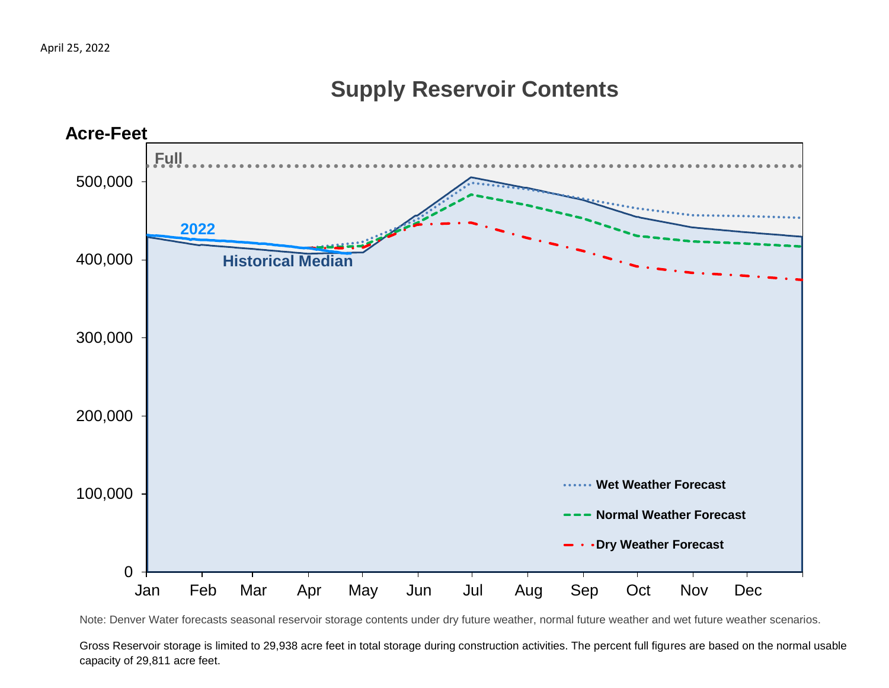April 25, 2022

## Supply Reservoir Contents

Acre-Feet

Full

2022

Historical Median

Wet Weather Forecast

Normal Weather Forecast

Dry Weather Forecast

Note: Denver Water forecasts seasonal reservoir storage contents under dry future weather, normal future weather and wet future weather scenarios.

Gross Reservoir storage is limited to 29,938 acre feet in total storage during construction activities. The percent full figures are based on the normal usable capacity of 29,811 acre feet.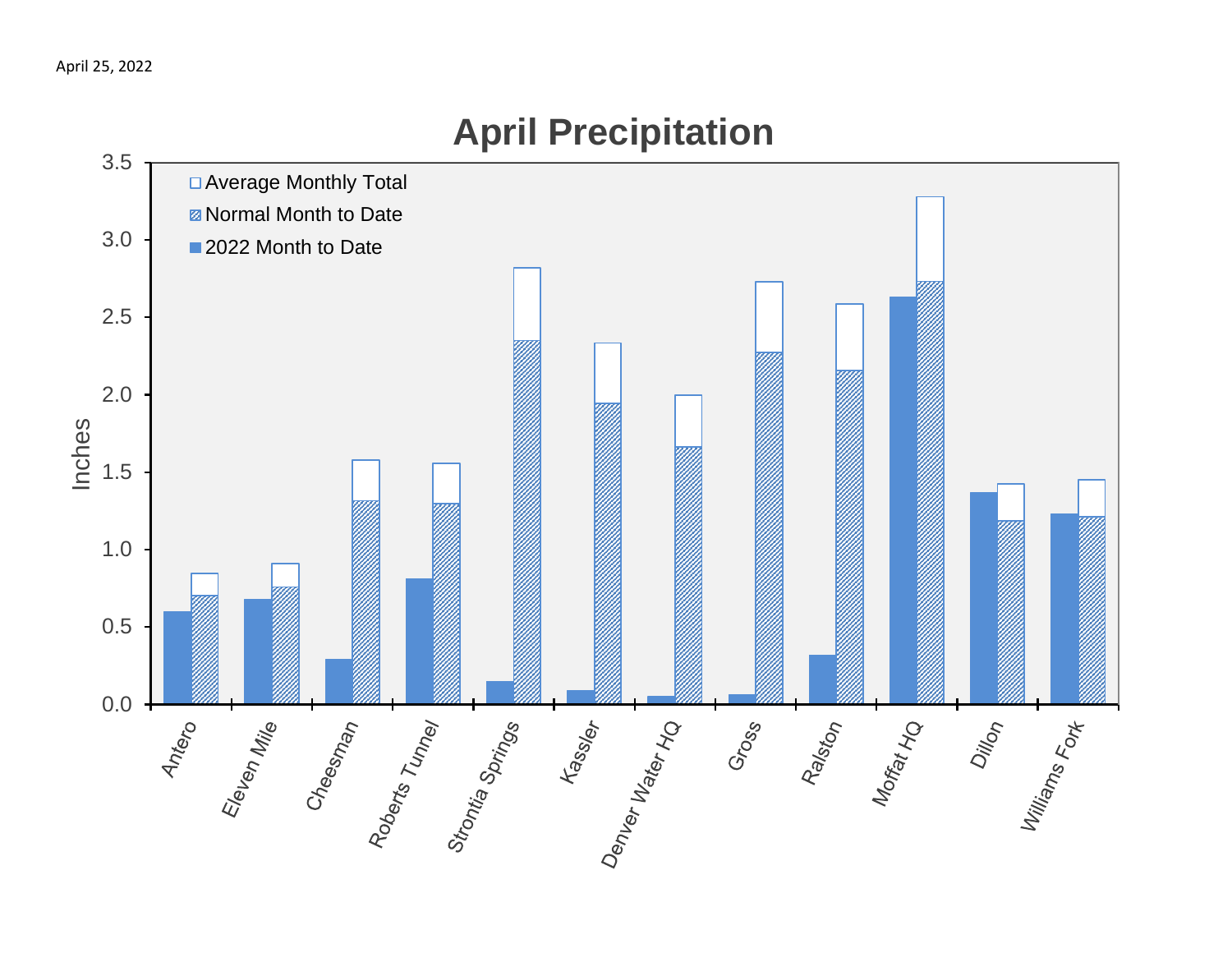April 25, 2022

# April Precipitation

Inches

3.5
3.0
2.5
2.0
1.5
1.0
0.5
0.0

Average Monthly Total
Normal Month to Date
2022 Month to Date

Antero
Eleven Mile
Cheesman
Roberts Tunnel
Strontia Springs
Kassler
Denver Water HQ
Gross
Ralston
Moffat HQ
Dillon
Williams Fork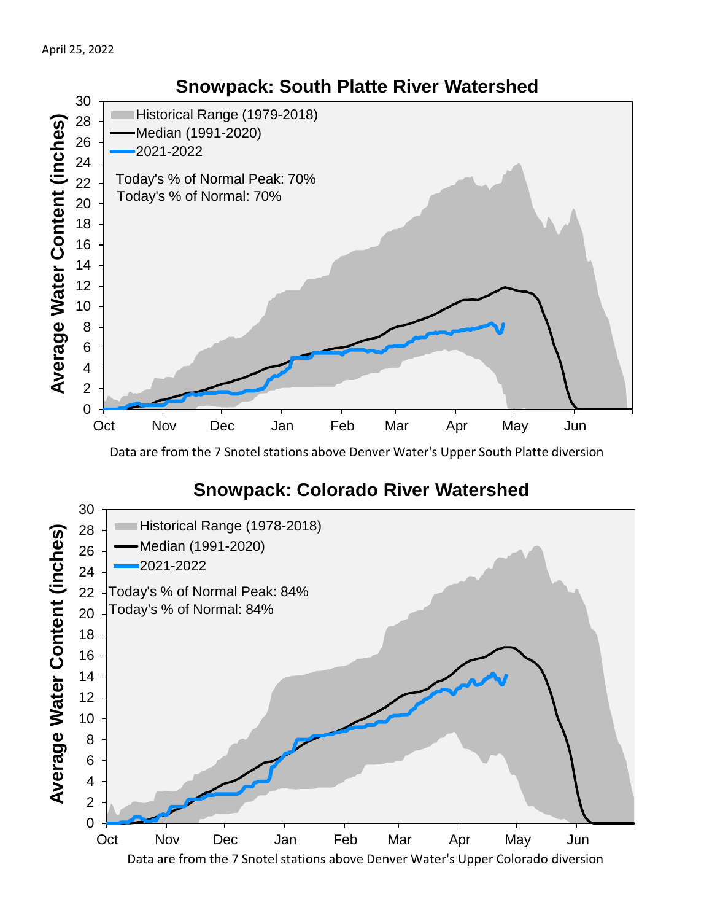April 25, 2022

## Snowpack: South Platte River Watershed

Average Water Content (inches)

30
28
26
24
22
20
18
16
14
12
10
8
6
4
2
0

Historical Range (1979-2018)
Median (1991-2020)
2021-2022

Today's % of Normal Peak: 70%
Today's % of Normal: 70%

Oct Nov Dec Jan Feb Mar Apr May Jun

Data are from the 7 Snotel stations above Denver Water's Upper South Platte diversion

## Snowpack: Colorado River Watershed

Average Water Content (inches)

30
28
26
24
22
20
18
16
14
12
10
8
6
4
2
0

Historical Range (1978-2018)
Median (1991-2020)
2021-2022

Today's % of Normal Peak: 84%
Today's % of Normal: 84%

Oct Nov Dec Jan Feb Mar Apr May Jun

Data are from the 7 Snotel stations above Denver Water's Upper Colorado diversion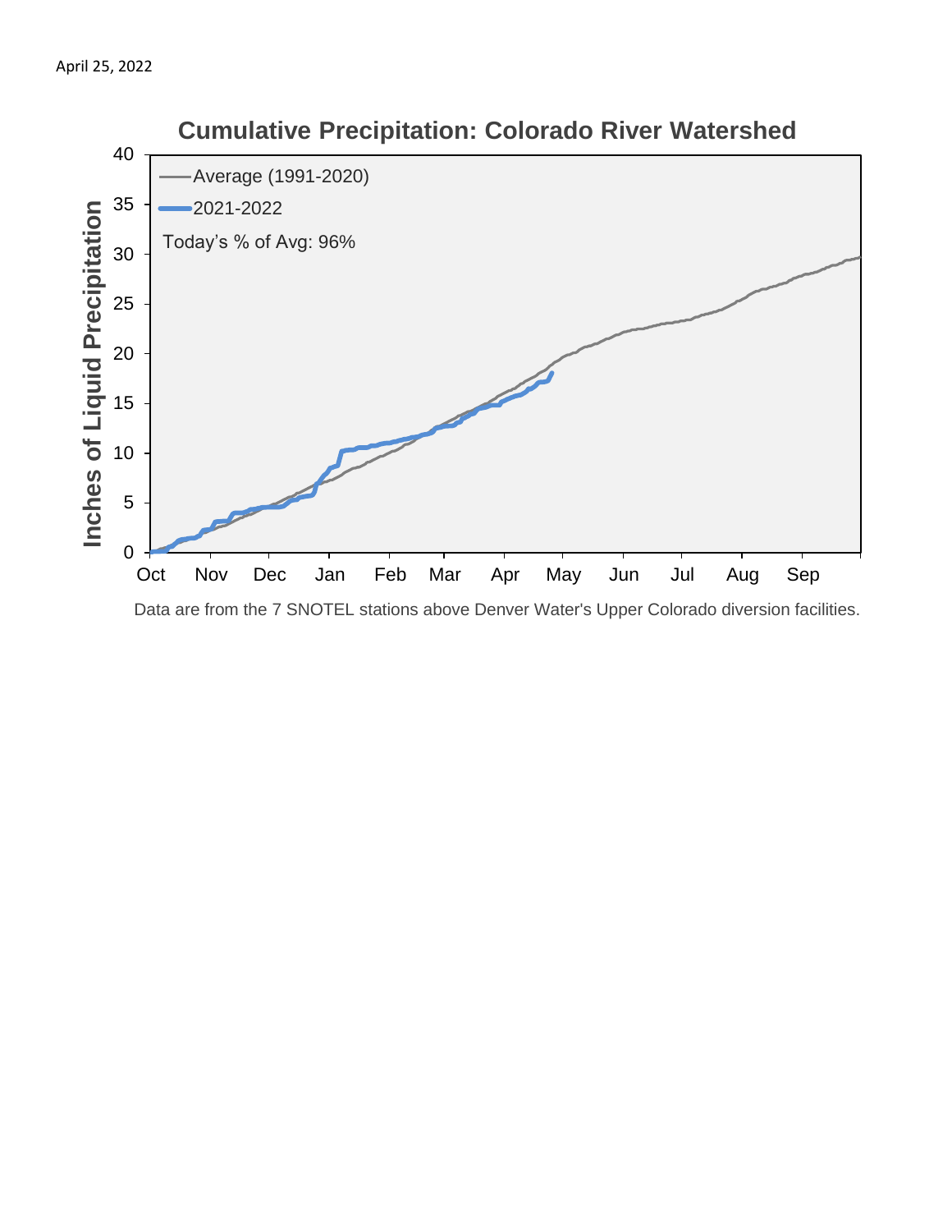April 25, 2022

Cumulative Precipitation: Colorado River Watershed

Inches of Liquid Precipitation

40
35
30
25
20
15
10
5
0

Average (1991-2020)

2021-2022

Today's % of Avg: 96%

Oct Nov Dec Jan Feb Mar Apr May Jun Jul Aug Sep

Data are from the 7 SNOTEL stations above Denver Water's Upper Colorado diversion facilities.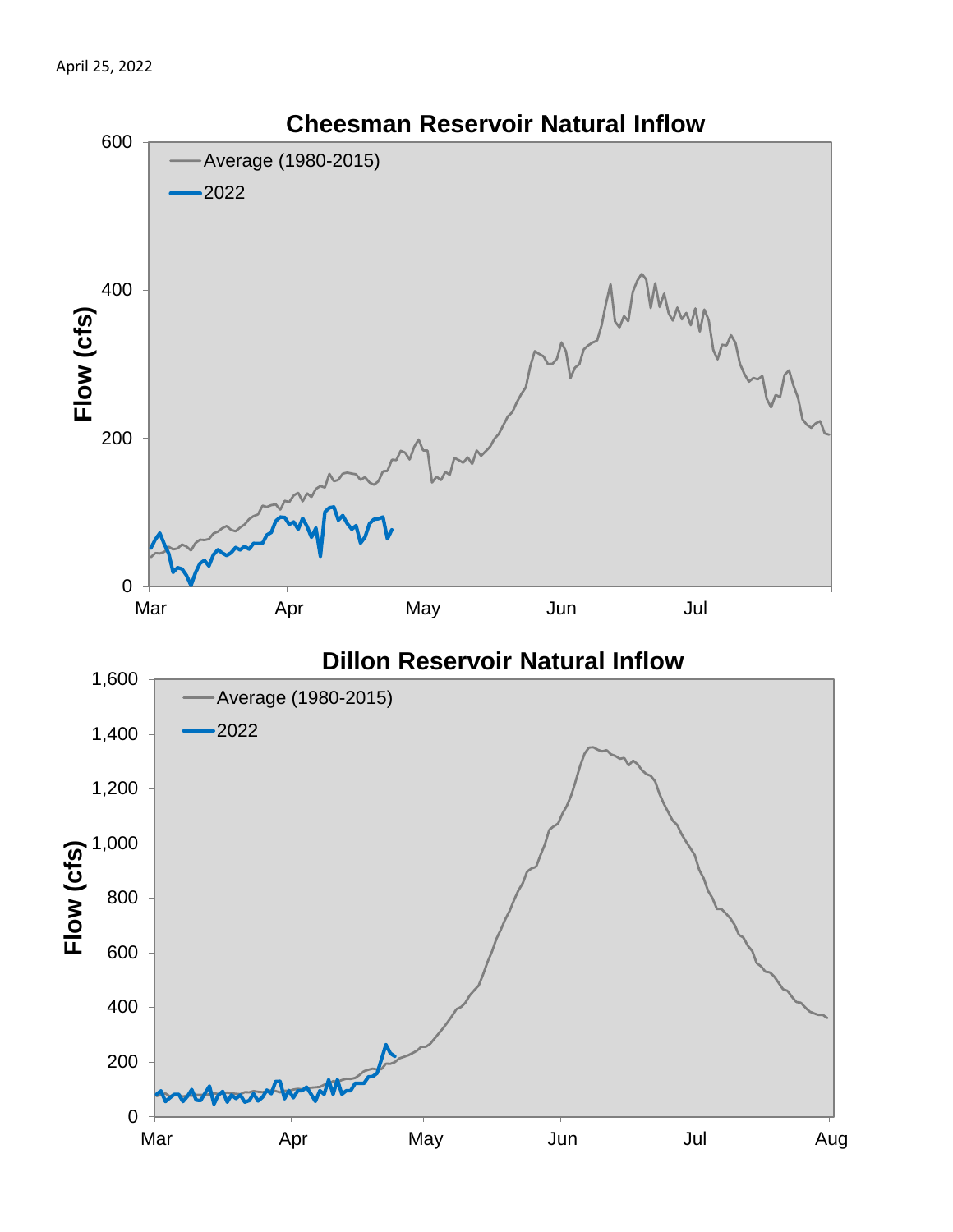April 25, 2022

Cheesman Reservoir Natural Inflow

Flow (cfs)

600
400
200
0

Mar
Apr
May
Jun
Jul

Average (1980-2015)
2022

Dillon Reservoir Natural Inflow

Flow (cfs)

1,600
1,400
1,200
1,000
800
600
400
200
0

Mar
Apr
May
Jun
Jul
Aug

Average (1980-2015)
2022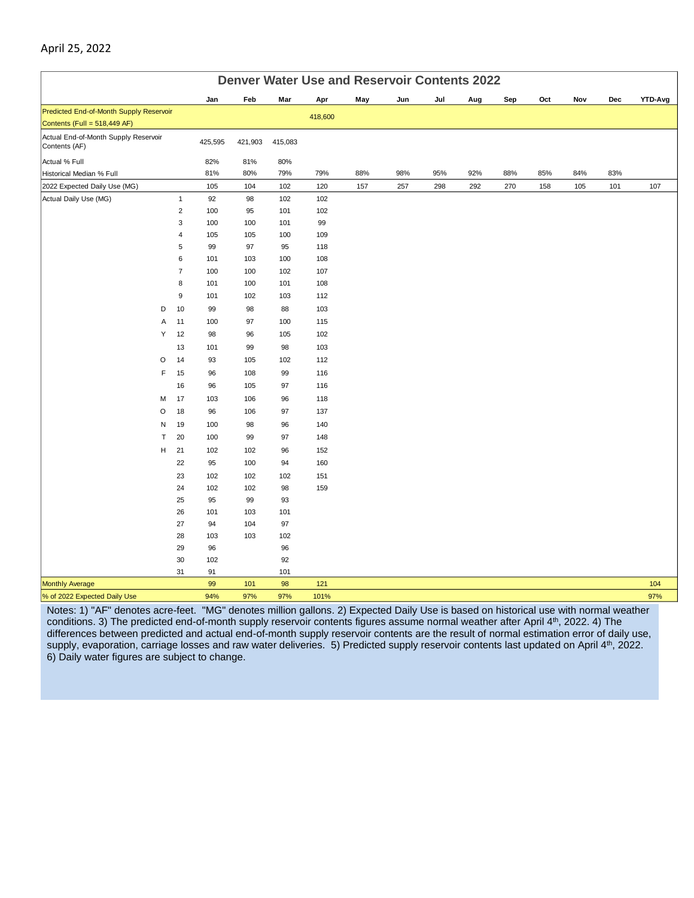April 25, 2022

## Denver Water Use and Reservoir Contents 2022

| | | Jan | Feb | Mar | Apr | May | Jun | Jul | Aug | Sep | Oct | Nov | Dec | YTD-Avg |
|---|---|---|---|---|---|---|---|---|---|---|---|---|---|---|
| Predicted End-of-Month Supply Reservoir Contents (Full = 518,449 AF) | | | | | 418,600 | | | | | | | | | |
| Actual End-of-Month Supply Reservoir Contents (AF) | | 425,595 | 421,903 | 415,083 | | | | | | | | | | |
| Actual % Full | | 82% | 81% | 80% | | | | | | | | | | |
| Historical Median % Full | | 81% | 80% | 79% | 79% | 88% | 98% | 95% | 92% | 88% | 85% | 84% | 83% | |
| 2022 Expected Daily Use (MG) | | 105 | 104 | 102 | 120 | 157 | 257 | 298 | 292 | 270 | 158 | 105 | 101 | 107 |
| Actual Daily Use (MG) | 1 | 92 | 98 | 102 | 102 | | | | | | | | | |
| | 2 | 100 | 95 | 101 | 102 | | | | | | | | | |
| | 3 | 100 | 100 | 101 | 99 | | | | | | | | | |
| | 4 | 105 | 105 | 100 | 109 | | | | | | | | | |
| | 5 | 99 | 97 | 95 | 118 | | | | | | | | | |
| | 6 | 101 | 103 | 100 | 108 | | | | | | | | | |
| | 7 | 100 | 100 | 102 | 107 | | | | | | | | | |
| | 8 | 101 | 100 | 101 | 108 | | | | | | | | | |
| | 9 | 101 | 102 | 103 | 112 | | | | | | | | | |
| D | 10 | 99 | 98 | 88 | 103 | | | | | | | | | |
| A | 11 | 100 | 97 | 100 | 115 | | | | | | | | | |
| Y | 12 | 98 | 96 | 105 | 102 | | | | | | | | | |
| | 13 | 101 | 99 | 98 | 103 | | | | | | | | | |
| O | 14 | 93 | 105 | 102 | 112 | | | | | | | | | |
| F | 15 | 96 | 108 | 99 | 116 | | | | | | | | | |
| | 16 | 96 | 105 | 97 | 116 | | | | | | | | | |
| M | 17 | 103 | 106 | 96 | 118 | | | | | | | | | |
| O | 18 | 96 | 106 | 97 | 137 | | | | | | | | | |
| N | 19 | 100 | 98 | 96 | 140 | | | | | | | | | |
| T | 20 | 100 | 99 | 97 | 148 | | | | | | | | | |
| H | 21 | 102 | 102 | 96 | 152 | | | | | | | | | |
| | 22 | 95 | 100 | 94 | 160 | | | | | | | | | |
| | 23 | 102 | 102 | 102 | 151 | | | | | | | | | |
| | 24 | 102 | 102 | 98 | 159 | | | | | | | | | |
| | 25 | 95 | 99 | 93 | | | | | | | | | | |
| | 26 | 101 | 103 | 101 | | | | | | | | | | |
| | 27 | 94 | 104 | 97 | | | | | | | | | | |
| | 28 | 103 | 103 | 102 | | | | | | | | | | |
| | 29 | 96 | | 96 | | | | | | | | | | |
| | 30 | 102 | | 92 | | | | | | | | | | |
| | 31 | 91 | | 101 | | | | | | | | | | |
| Monthly Average | | 99 | 101 | 98 | 121 | | | | | | | | | 104 |
| % of 2022 Expected Daily Use | | 94% | 97% | 97% | 101% | | | | | | | | | 97% |

Notes: 1) "AF" denotes acre-feet. "MG" denotes million gallons. 2) Expected Daily Use is based on historical use with normal weather conditions. 3) The predicted end-of-month supply reservoir contents figures assume normal weather after April 4th, 2022. 4) The differences between predicted and actual end-of-month supply reservoir contents are the result of normal estimation error of daily use, supply, evaporation, carriage losses and raw water deliveries. 5) Predicted supply reservoir contents last updated on April 4th, 2022. 6) Daily water figures are subject to change.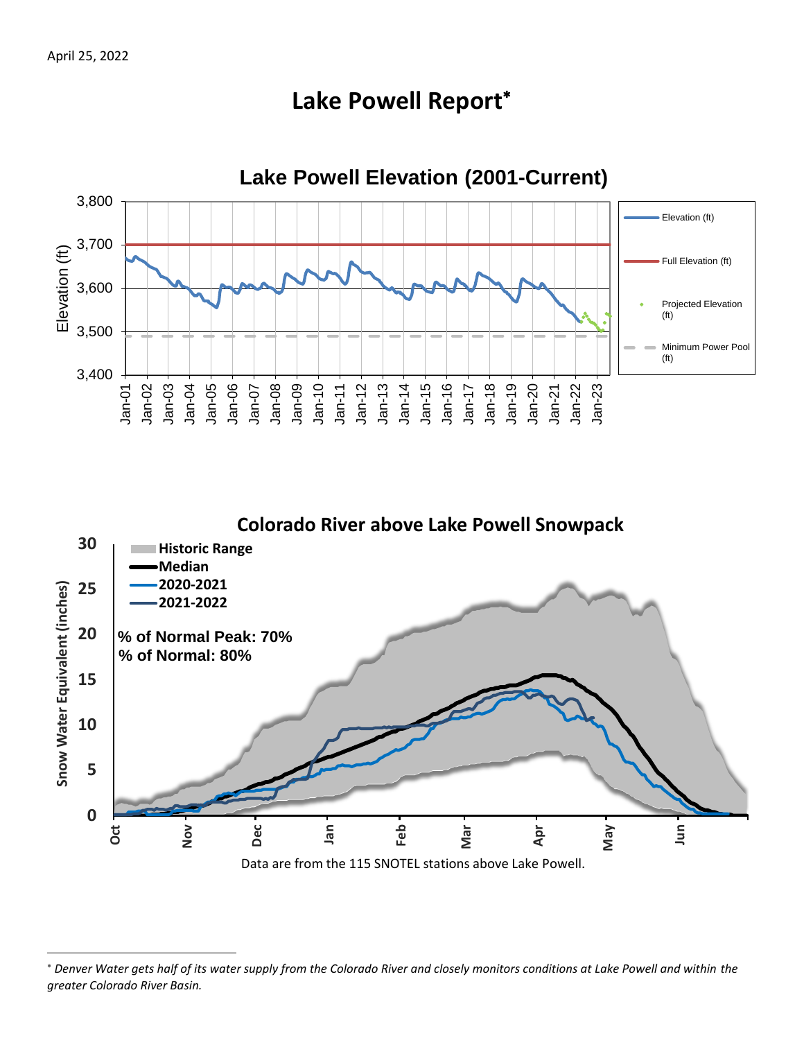April 25, 2022

# Lake Powell Report*

**Lake Powell Elevation (2001-Current)**

Elevation (ft)

3,800
3,700
3,600
3,500
3,400

Jan-01 Jan-02 Jan-03 Jan-04 Jan-05 Jan-06 Jan-07 Jan-08 Jan-09 Jan-10 Jan-11 Jan-12 Jan-13 Jan-14 Jan-15 Jan-16 Jan-17 Jan-18 Jan-19 Jan-20 Jan-21 Jan-22 Jan-23

Elevation (ft)
Full Elevation (ft)
Projected Elevation (ft)
Minimum Power Pool (ft)

**Colorado River above Lake Powell Snowpack**

Snow Water Equivalent (inches)

30
25
20
15
10
5
0

Oct Nov Dec Jan Feb Mar Apr May Jun

**Historic Range**
**Median**
**2020-2021**
**2021-2022**

**% of Normal Peak: 70%**
**% of Normal: 80%**

Data are from the 115 SNOTEL stations above Lake Powell.

---

* *Denver Water gets half of its water supply from the Colorado River and closely monitors conditions at Lake Powell and within the greater Colorado River Basin.*